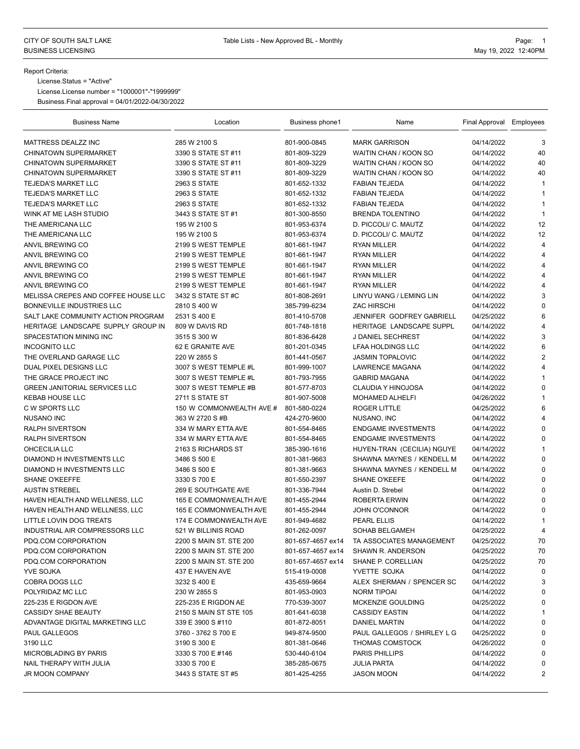CITY OF SOUTH SALT LAKE
BUSINESS LICENSING

Table Lists - New Approved BL - Monthly

May 19, 2022 12:40PM

Report Criteria:

License.Status = "Active"

License.License number = "1000001"-"1999999"

Business.Final approval = 04/01/2022-04/30/2022

| Business Name | Location | Business phone1 | Name | Final Approval | Employees |
|---|---|---|---|---|---|
| MATTRESS DEALZZ INC | 285 W 2100 S | 801-900-0845 | MARK GARRISON | 04/14/2022 | 3 |
| CHINATOWN SUPERMARKET | 3390 S STATE ST #11 | 801-809-3229 | WAITIN CHAN / KOON SO | 04/14/2022 | 40 |
| CHINATOWN SUPERMARKET | 3390 S STATE ST #11 | 801-809-3229 | WAITIN CHAN / KOON SO | 04/14/2022 | 40 |
| CHINATOWN SUPERMARKET | 3390 S STATE ST #11 | 801-809-3229 | WAITIN CHAN / KOON SO | 04/14/2022 | 40 |
| TEJEDA'S MARKET LLC | 2963 S STATE | 801-652-1332 | FABIAN TEJEDA | 04/14/2022 | 1 |
| TEJEDA'S MARKET LLC | 2963 S STATE | 801-652-1332 | FABIAN TEJEDA | 04/14/2022 | 1 |
| TEJEDA'S MARKET LLC | 2963 S STATE | 801-652-1332 | FABIAN TEJEDA | 04/14/2022 | 1 |
| WINK AT ME LASH STUDIO | 3443 S STATE ST #1 | 801-300-8550 | BRENDA TOLENTINO | 04/14/2022 | 1 |
| THE AMERICANA LLC | 195 W 2100 S | 801-953-6374 | D. PICCOLI/ C. MAUTZ | 04/14/2022 | 12 |
| THE AMERICANA LLC | 195 W 2100 S | 801-953-6374 | D. PICCOLI/ C. MAUTZ | 04/14/2022 | 12 |
| ANVIL BREWING CO | 2199 S WEST TEMPLE | 801-661-1947 | RYAN MILLER | 04/14/2022 | 4 |
| ANVIL BREWING CO | 2199 S WEST TEMPLE | 801-661-1947 | RYAN MILLER | 04/14/2022 | 4 |
| ANVIL BREWING CO | 2199 S WEST TEMPLE | 801-661-1947 | RYAN MILLER | 04/14/2022 | 4 |
| ANVIL BREWING CO | 2199 S WEST TEMPLE | 801-661-1947 | RYAN MILLER | 04/14/2022 | 4 |
| ANVIL BREWING CO | 2199 S WEST TEMPLE | 801-661-1947 | RYAN MILLER | 04/14/2022 | 4 |
| MELISSA CREPES AND COFFEE HOUSE LLC | 3432 S STATE ST #C | 801-808-2691 | LINYU WANG / LEMING LIN | 04/14/2022 | 3 |
| BONNEVILLE INDUSTRIES LLC | 2810 S 400 W | 385-799-6234 | ZAC HIRSCHI | 04/14/2022 | 0 |
| SALT LAKE COMMUNITY ACTION PROGRAM | 2531 S 400 E | 801-410-5708 | JENNIFER GODFREY GABRIELL | 04/25/2022 | 6 |
| HERITAGE LANDSCAPE SUPPLY GROUP IN | 809 W DAVIS RD | 801-748-1818 | HERITAGE LANDSCAPE SUPPL | 04/14/2022 | 4 |
| SPACESTATION MINING INC | 3515 S 300 W | 801-836-6428 | J DANIEL SECHREST | 04/14/2022 | 3 |
| INCOGNITO LLC | 62 E GRANITE AVE | 801-201-0345 | LFAA HOLDINGS LLC | 04/14/2022 | 6 |
| THE OVERLAND GARAGE LLC | 220 W 2855 S | 801-441-0567 | JASMIN TOPALOVIC | 04/14/2022 | 2 |
| DUAL PIXEL DESIGNS LLC | 3007 S WEST TEMPLE #L | 801-999-1007 | LAWRENCE MAGANA | 04/14/2022 | 4 |
| THE GRACE PROJECT INC | 3007 S WEST TEMPLE #L | 801-793-7955 | GABRID MAGANA | 04/14/2022 | 1 |
| GREEN JANITORIAL SERVICES LLC | 3007 S WEST TEMPLE #B | 801-577-8703 | CLAUDIA Y HINOJOSA | 04/14/2022 | 0 |
| KEBAB HOUSE LLC | 2711 S STATE ST | 801-907-5008 | MOHAMED ALHELFI | 04/26/2022 | 1 |
| C W SPORTS LLC | 150 W COMMONWEALTH AVE # | 801-580-0224 | ROGER LITTLE | 04/25/2022 | 6 |
| NUSANO INC | 363 W 2720 S #B | 424-270-9600 | NUSANO, INC | 04/14/2022 | 4 |
| RALPH SIVERTSON | 334 W MARY ETTA AVE | 801-554-8465 | ENDGAME INVESTMENTS | 04/14/2022 | 0 |
| RALPH SIVERTSON | 334 W MARY ETTA AVE | 801-554-8465 | ENDGAME INVESTMENTS | 04/14/2022 | 0 |
| OHCECILIA LLC | 2163 S RICHARDS ST | 385-390-1616 | HUYEN-TRAN (CECILIA) NGUYE | 04/14/2022 | 1 |
| DIAMOND H INVESTMENTS LLC | 3486 S 500 E | 801-381-9663 | SHAWNA MAYNES / KENDELL M | 04/14/2022 | 0 |
| DIAMOND H INVESTMENTS LLC | 3486 S 500 E | 801-381-9663 | SHAWNA MAYNES / KENDELL M | 04/14/2022 | 0 |
| SHANE O'KEEFFE | 3330 S 700 E | 801-550-2397 | SHANE O'KEEFE | 04/14/2022 | 0 |
| AUSTIN STREBEL | 269 E SOUTHGATE AVE | 801-336-7944 | Austin D. Strebel | 04/14/2022 | 0 |
| HAVEN HEALTH AND WELLNESS, LLC | 165 E COMMONWEALTH AVE | 801-455-2944 | ROBERTA ERWIN | 04/14/2022 | 0 |
| HAVEN HEALTH AND WELLNESS, LLC | 165 E COMMONWEALTH AVE | 801-455-2944 | JOHN O'CONNOR | 04/14/2022 | 0 |
| LITTLE LOVIN DOG TREATS | 174 E COMMONWEALTH AVE | 801-949-4682 | PEARL ELLIS | 04/14/2022 | 1 |
| INDUSTRIAL AIR COMPRESSORS LLC | 521 W BILLINIS ROAD | 801-262-0097 | SOHAB BELGAMEH | 04/25/2022 | 4 |
| PDQ.COM CORPORATION | 2200 S MAIN ST. STE 200 | 801-657-4657 ex14 | TA ASSOCIATES MANAGEMENT | 04/25/2022 | 70 |
| PDQ.COM CORPORATION | 2200 S MAIN ST. STE 200 | 801-657-4657 ex14 | SHAWN R. ANDERSON | 04/25/2022 | 70 |
| PDQ.COM CORPORATION | 2200 S MAIN ST. STE 200 | 801-657-4657 ex14 | SHANE P. CORELLIAN | 04/25/2022 | 70 |
| YVE SOJKA | 437 E HAVEN AVE | 515-419-0008 | YVETTE SOJKA | 04/14/2022 | 0 |
| COBRA DOGS LLC | 3232 S 400 E | 435-659-9664 | ALEX SHERMAN / SPENCER SC | 04/14/2022 | 3 |
| POLYRIDAZ MC LLC | 230 W 2855 S | 801-953-0903 | NORM TIPOAI | 04/14/2022 | 0 |
| 225-235 E RIGDON AVE | 225-235 E RIGDON AE | 770-539-3007 | MCKENZIE GOULDING | 04/25/2022 | 0 |
| CASSIDY SHAE BEAUTY | 2150 S MAIN ST STE 105 | 801-641-6038 | CASSIDY EASTIN | 04/14/2022 | 1 |
| ADVANTAGE DIGITAL MARKETING LLC | 339 E 3900 S #110 | 801-872-8051 | DANIEL MARTIN | 04/14/2022 | 0 |
| PAUL GALLEGOS | 3760 - 3762 S 700 E | 949-874-9500 | PAUL GALLEGOS / SHIRLEY L G | 04/25/2022 | 0 |
| 3190 LLC | 3190 S 300 E | 801-381-0646 | THOMAS COMSTOCK | 04/26/2022 | 0 |
| MICROBLADING BY PARIS | 3330 S 700 E #146 | 530-440-6104 | PARIS PHILLIPS | 04/14/2022 | 0 |
| NAIL THERAPY WITH JULIA | 3330 S 700 E | 385-285-0675 | JULIA PARTA | 04/14/2022 | 0 |
| JR MOON COMPANY | 3443 S STATE ST #5 | 801-425-4255 | JASON MOON | 04/14/2022 | 2 |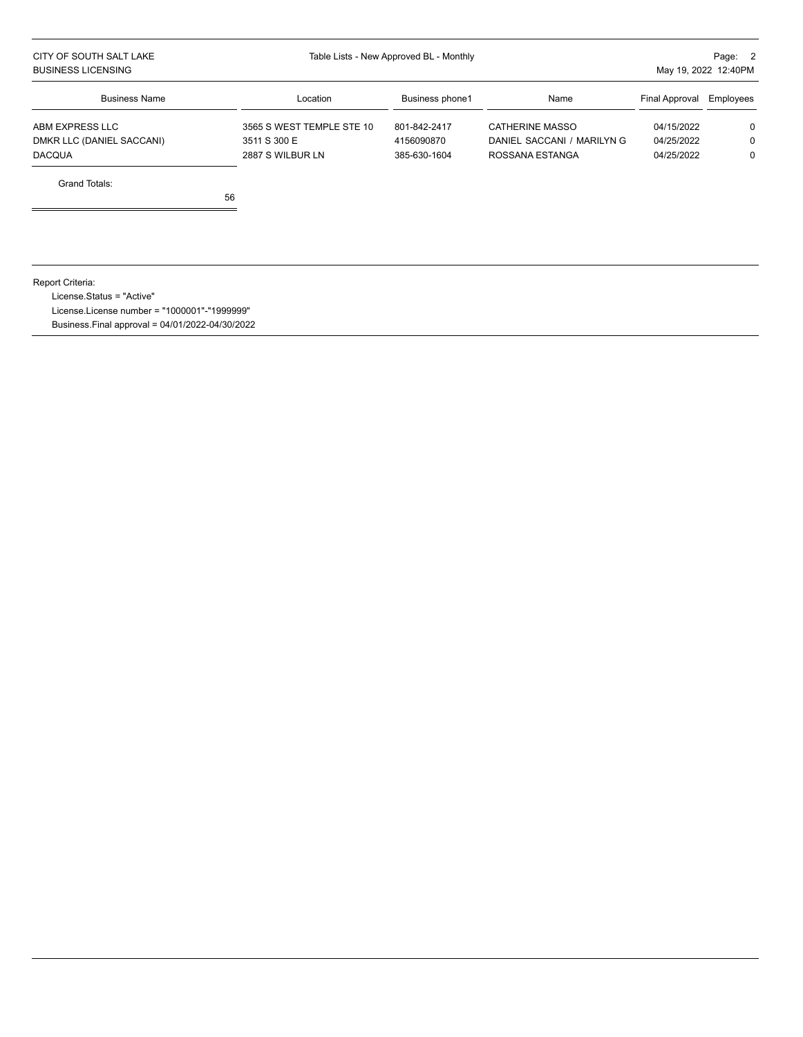| Business Name | Location | Business phone1 | Name | Final Approval | Employees |
|---|---|---|---|---|---|
| ABM EXPRESS LLC | 3565 S WEST TEMPLE STE 10 | 801-842-2417 | CATHERINE MASSO | 04/15/2022 | 0 |
| DMKR LLC (DANIEL SACCANI) | 3511 S 300 E | 4156090870 | DANIEL SACCANI / MARILYN G | 04/25/2022 | 0 |
| DACQUA | 2887 S WILBUR LN | 385-630-1604 | ROSSANA ESTANGA | 04/25/2022 | 0 |

Grand Totals:

56

Report Criteria:

License.Status = "Active"

License.License number = "1000001"-"1999999"

Business.Final approval = 04/01/2022-04/30/2022